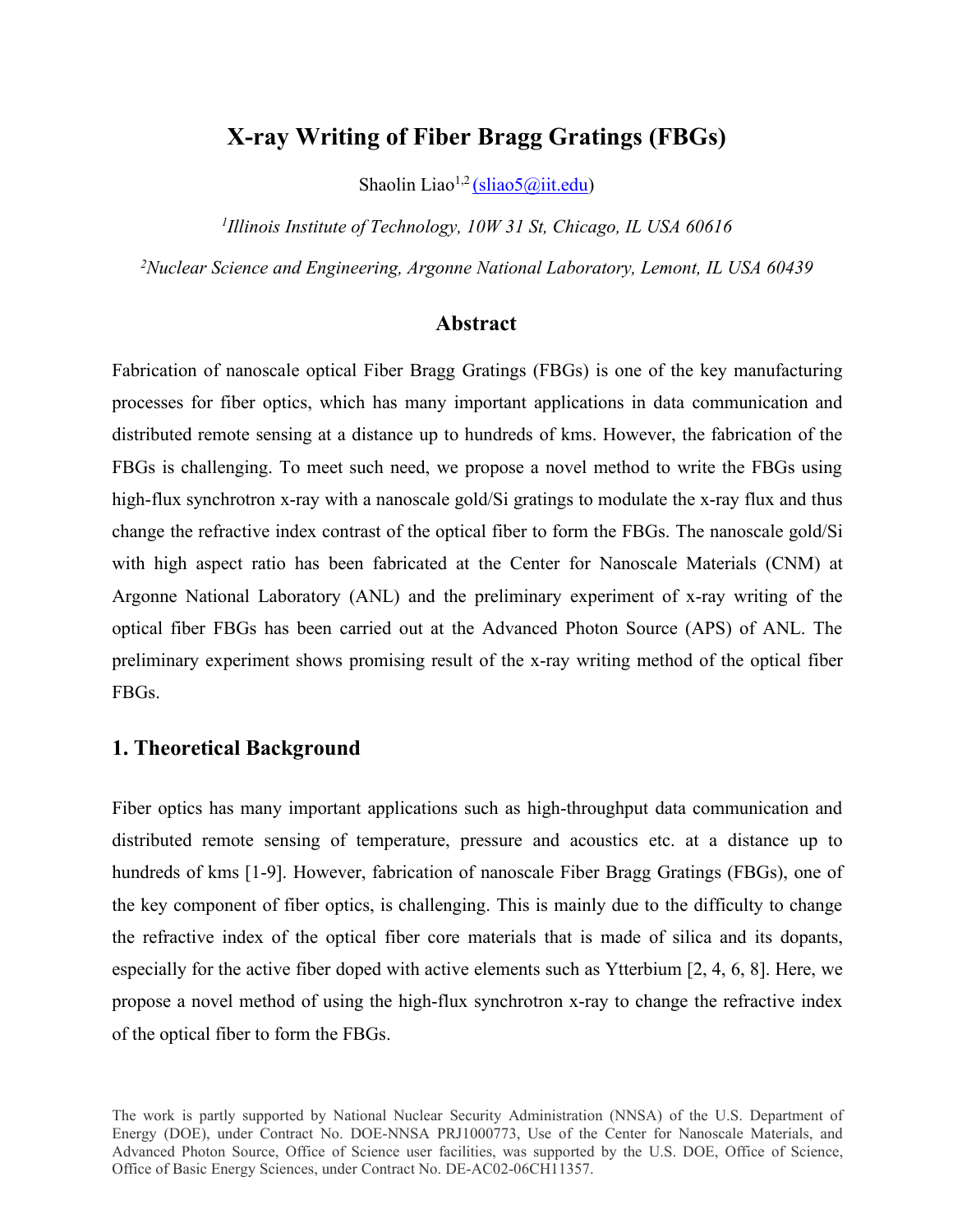# X-ray Writing of Fiber Bragg Gratings (FBGs)

Shaolin Liao[1,2] (sliao5@iit.edu)

*[1]Illinois Institute of Technology, 10W 31 St, Chicago, IL USA 60616*

*[2]Nuclear Science and Engineering, Argonne National Laboratory, Lemont, IL USA 60439*

## Abstract

Fabrication of nanoscale optical Fiber Bragg Gratings (FBGs) is one of the key manufacturing processes for fiber optics, which has many important applications in data communication and distributed remote sensing at a distance up to hundreds of kms. However, the fabrication of the FBGs is challenging. To meet such need, we propose a novel method to write the FBGs using high-flux synchrotron x-ray with a nanoscale gold/Si gratings to modulate the x-ray flux and thus change the refractive index contrast of the optical fiber to form the FBGs. The nanoscale gold/Si with high aspect ratio has been fabricated at the Center for Nanoscale Materials (CNM) at Argonne National Laboratory (ANL) and the preliminary experiment of x-ray writing of the optical fiber FBGs has been carried out at the Advanced Photon Source (APS) of ANL. The preliminary experiment shows promising result of the x-ray writing method of the optical fiber FBGs.

## 1. Theoretical Background

Fiber optics has many important applications such as high-throughput data communication and distributed remote sensing of temperature, pressure and acoustics etc. at a distance up to hundreds of kms [1-9]. However, fabrication of nanoscale Fiber Bragg Gratings (FBGs), one of the key component of fiber optics, is challenging. This is mainly due to the difficulty to change the refractive index of the optical fiber core materials that is made of silica and its dopants, especially for the active fiber doped with active elements such as Ytterbium [2, 4, 6, 8]. Here, we propose a novel method of using the high-flux synchrotron x-ray to change the refractive index of the optical fiber to form the FBGs.

The work is partly supported by National Nuclear Security Administration (NNSA) of the U.S. Department of Energy (DOE), under Contract No. DOE-NNSA PRJ1000773, Use of the Center for Nanoscale Materials, and Advanced Photon Source, Office of Science user facilities, was supported by the U.S. DOE, Office of Science, Office of Basic Energy Sciences, under Contract No. DE-AC02-06CH11357.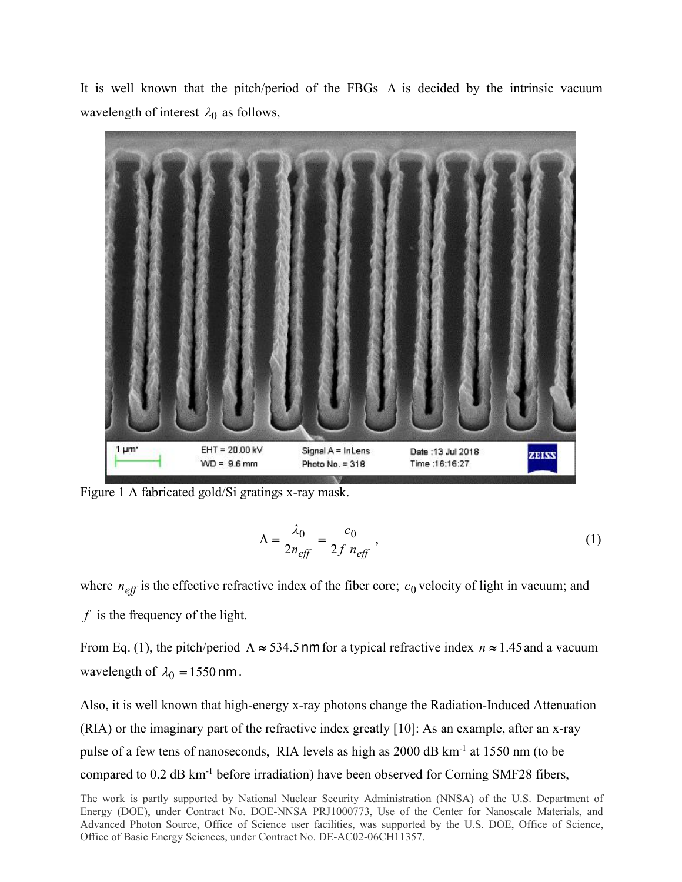It is well known that the pitch/period of the FBGs $\Lambda$ is decided by the intrinsic vacuum wavelength of interest $\lambda_0$ as follows,

Figure 1 A fabricated gold/Si gratings x-ray mask.

$$\Lambda = \frac{\lambda_0}{2n_{eff}} = \frac{c_0}{2f\ n_{eff}}, \tag{1}$$

where $n_{eff}$ is the effective refractive index of the fiber core; $c_0$ velocity of light in vacuum; and $f$ is the frequency of the light.

From Eq. (1), the pitch/period $\Lambda \approx 534.5$ nm for a typical refractive index $n \approx 1.45$ and a vacuum wavelength of $\lambda_0 = 1550$ nm.

Also, it is well known that high-energy x-ray photons change the Radiation-Induced Attenuation (RIA) or the imaginary part of the refractive index greatly [10]: As an example, after an x-ray pulse of a few tens of nanoseconds, RIA levels as high as 2000 dB km$^{-1}$ at 1550 nm (to be compared to 0.2 dB km$^{-1}$ before irradiation) have been observed for Corning SMF28 fibers,

The work is partly supported by National Nuclear Security Administration (NNSA) of the U.S. Department of Energy (DOE), under Contract No. DOE-NNSA PRJ1000773, Use of the Center for Nanoscale Materials, and Advanced Photon Source, Office of Science user facilities, was supported by the U.S. DOE, Office of Science, Office of Basic Energy Sciences, under Contract No. DE-AC02-06CH11357.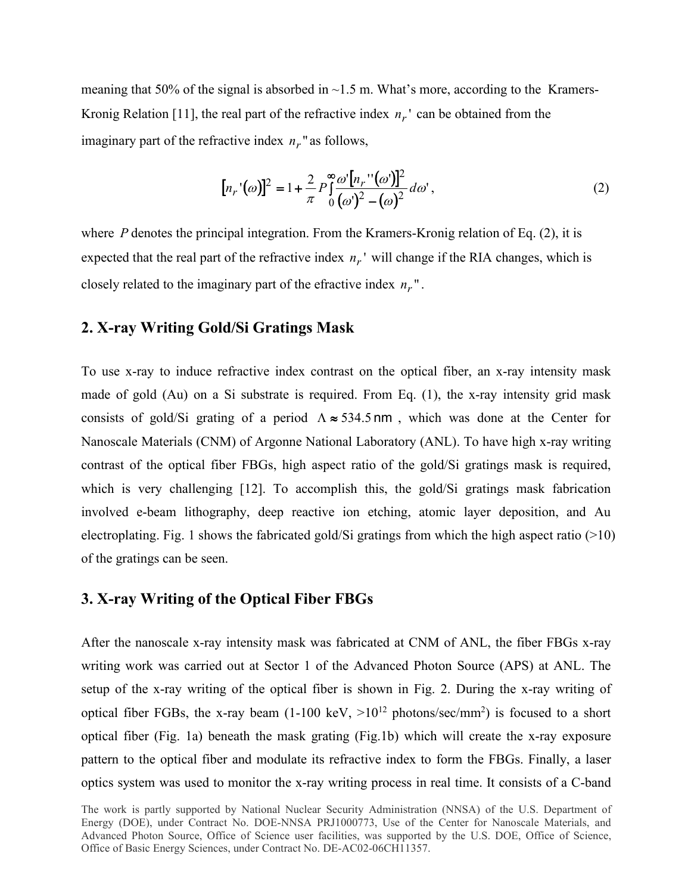meaning that 50% of the signal is absorbed in ~1.5 m. What's more, according to the Kramers-Kronig Relation [11], the real part of the refractive index $n_r'$ can be obtained from the imaginary part of the refractive index $n_r''$ as follows,

$$[n_r'(\omega)]^2 = 1 + \frac{2}{\pi} P \int_0^{\infty} \frac{\omega' [n_r''(\omega')]^2}{(\omega')^2 - (\omega)^2} d\omega' , \tag{2}$$

where $P$ denotes the principal integration. From the Kramers-Kronig relation of Eq. (2), it is expected that the real part of the refractive index $n_r'$ will change if the RIA changes, which is closely related to the imaginary part of the efractive index $n_r''$.

## 2. X-ray Writing Gold/Si Gratings Mask

To use x-ray to induce refractive index contrast on the optical fiber, an x-ray intensity mask made of gold (Au) on a Si substrate is required. From Eq. (1), the x-ray intensity grid mask consists of gold/Si grating of a period $\Lambda \approx 534.5\,\text{nm}$, which was done at the Center for Nanoscale Materials (CNM) of Argonne National Laboratory (ANL). To have high x-ray writing contrast of the optical fiber FBGs, high aspect ratio of the gold/Si gratings mask is required, which is very challenging [12]. To accomplish this, the gold/Si gratings mask fabrication involved e-beam lithography, deep reactive ion etching, atomic layer deposition, and Au electroplating. Fig. 1 shows the fabricated gold/Si gratings from which the high aspect ratio (>10) of the gratings can be seen.

## 3. X-ray Writing of the Optical Fiber FBGs

After the nanoscale x-ray intensity mask was fabricated at CNM of ANL, the fiber FBGs x-ray writing work was carried out at Sector 1 of the Advanced Photon Source (APS) at ANL. The setup of the x-ray writing of the optical fiber is shown in Fig. 2. During the x-ray writing of optical fiber FGBs, the x-ray beam (1-100 keV, >$10^{12}$ photons/sec/mm$^2$) is focused to a short optical fiber (Fig. 1a) beneath the mask grating (Fig.1b) which will create the x-ray exposure pattern to the optical fiber and modulate its refractive index to form the FBGs. Finally, a laser optics system was used to monitor the x-ray writing process in real time. It consists of a C-band

The work is partly supported by National Nuclear Security Administration (NNSA) of the U.S. Department of Energy (DOE), under Contract No. DOE-NNSA PRJ1000773, Use of the Center for Nanoscale Materials, and Advanced Photon Source, Office of Science user facilities, was supported by the U.S. DOE, Office of Science, Office of Basic Energy Sciences, under Contract No. DE-AC02-06CH11357.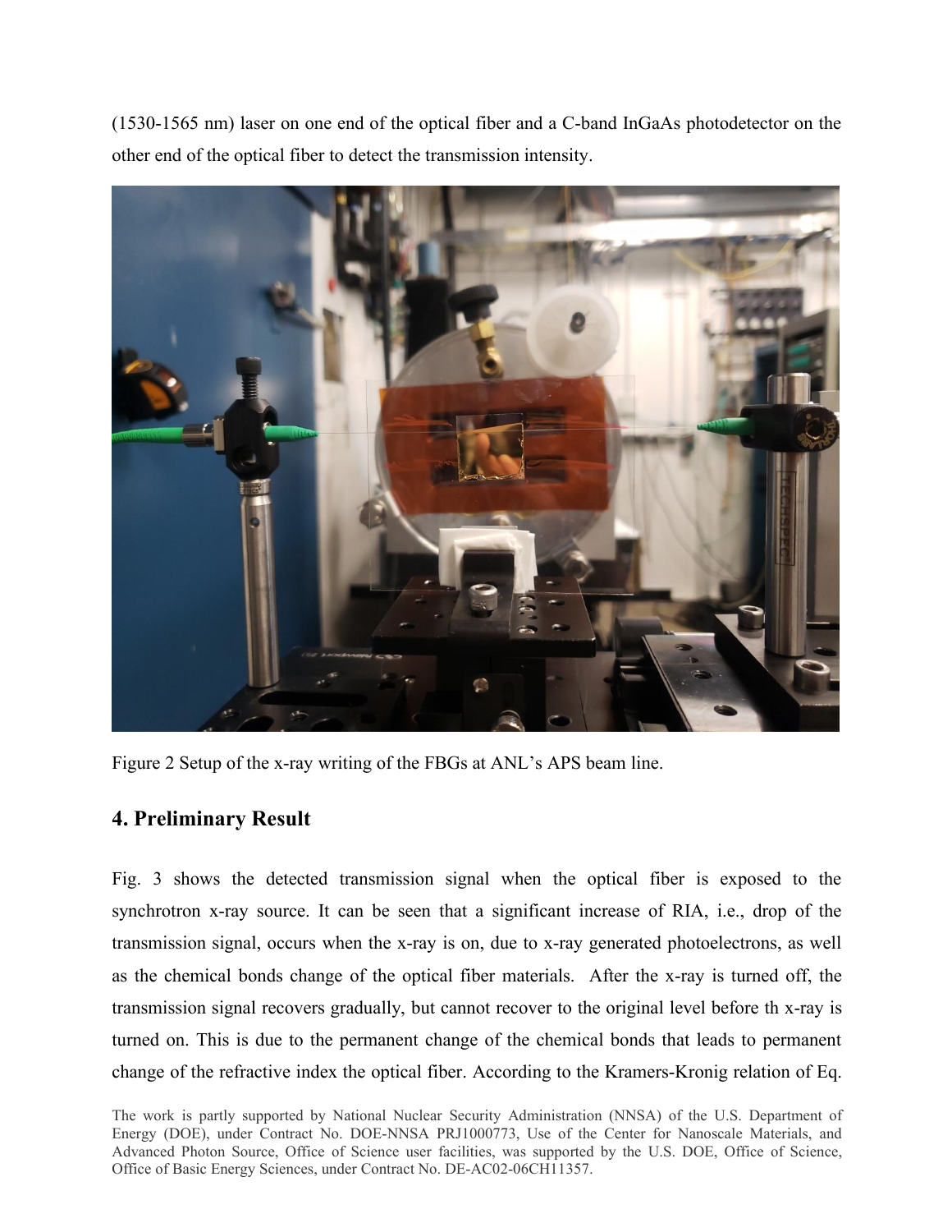(1530-1565 nm) laser on one end of the optical fiber and a C-band InGaAs photodetector on the other end of the optical fiber to detect the transmission intensity.

Figure 2 Setup of the x-ray writing of the FBGs at ANL's APS beam line.

## 4. Preliminary Result

Fig. 3 shows the detected transmission signal when the optical fiber is exposed to the synchrotron x-ray source. It can be seen that a significant increase of RIA, i.e., drop of the transmission signal, occurs when the x-ray is on, due to x-ray generated photoelectrons, as well as the chemical bonds change of the optical fiber materials. After the x-ray is turned off, the transmission signal recovers gradually, but cannot recover to the original level before th x-ray is turned on. This is due to the permanent change of the chemical bonds that leads to permanent change of the refractive index the optical fiber. According to the Kramers-Kronig relation of Eq.

The work is partly supported by National Nuclear Security Administration (NNSA) of the U.S. Department of Energy (DOE), under Contract No. DOE-NNSA PRJ1000773, Use of the Center for Nanoscale Materials, and Advanced Photon Source, Office of Science user facilities, was supported by the U.S. DOE, Office of Science, Office of Basic Energy Sciences, under Contract No. DE-AC02-06CH11357.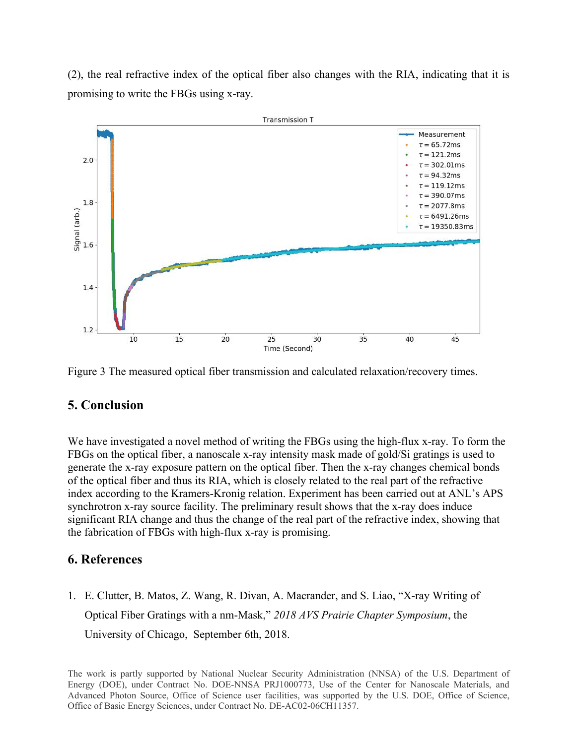(2), the real refractive index of the optical fiber also changes with the RIA, indicating that it is promising to write the FBGs using x-ray.

Figure 3 The measured optical fiber transmission and calculated relaxation/recovery times.

## 5. Conclusion

We have investigated a novel method of writing the FBGs using the high-flux x-ray. To form the FBGs on the optical fiber, a nanoscale x-ray intensity mask made of gold/Si gratings is used to generate the x-ray exposure pattern on the optical fiber. Then the x-ray changes chemical bonds of the optical fiber and thus its RIA, which is closely related to the real part of the refractive index according to the Kramers-Kronig relation. Experiment has been carried out at ANL's APS synchrotron x-ray source facility. The preliminary result shows that the x-ray does induce significant RIA change and thus the change of the real part of the refractive index, showing that the fabrication of FBGs with high-flux x-ray is promising.

## 6. References

1. E. Clutter, B. Matos, Z. Wang, R. Divan, A. Macrander, and S. Liao, "X-ray Writing of Optical Fiber Gratings with a nm-Mask," *2018 AVS Prairie Chapter Symposium*, the University of Chicago, September 6th, 2018.

The work is partly supported by National Nuclear Security Administration (NNSA) of the U.S. Department of Energy (DOE), under Contract No. DOE-NNSA PRJ1000773, Use of the Center for Nanoscale Materials, and Advanced Photon Source, Office of Science user facilities, was supported by the U.S. DOE, Office of Science, Office of Basic Energy Sciences, under Contract No. DE-AC02-06CH11357.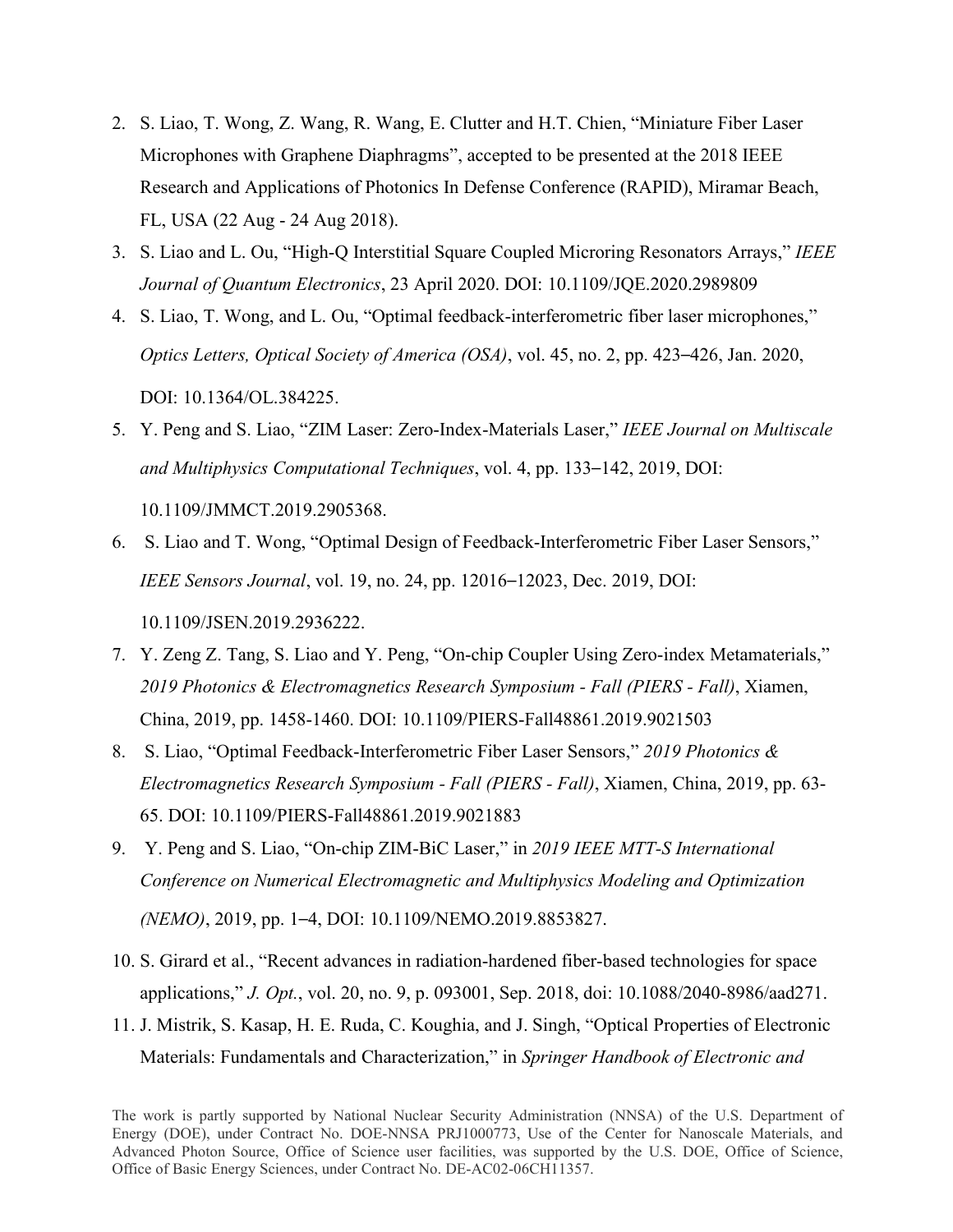2. S. Liao, T. Wong, Z. Wang, R. Wang, E. Clutter and H.T. Chien, "Miniature Fiber Laser Microphones with Graphene Diaphragms", accepted to be presented at the 2018 IEEE Research and Applications of Photonics In Defense Conference (RAPID), Miramar Beach, FL, USA (22 Aug - 24 Aug 2018).
3. S. Liao and L. Ou, "High-Q Interstitial Square Coupled Microring Resonators Arrays," *IEEE Journal of Quantum Electronics*, 23 April 2020. DOI: 10.1109/JQE.2020.2989809
4. S. Liao, T. Wong, and L. Ou, "Optimal feedback-interferometric fiber laser microphones," *Optics Letters, Optical Society of America (OSA)*, vol. 45, no. 2, pp. 423–426, Jan. 2020, DOI: 10.1364/OL.384225.
5. Y. Peng and S. Liao, "ZIM Laser: Zero-Index-Materials Laser," *IEEE Journal on Multiscale and Multiphysics Computational Techniques*, vol. 4, pp. 133–142, 2019, DOI: 10.1109/JMMCT.2019.2905368.
6. S. Liao and T. Wong, "Optimal Design of Feedback-Interferometric Fiber Laser Sensors," *IEEE Sensors Journal*, vol. 19, no. 24, pp. 12016–12023, Dec. 2019, DOI: 10.1109/JSEN.2019.2936222.
7. Y. Zeng Z. Tang, S. Liao and Y. Peng, "On-chip Coupler Using Zero-index Metamaterials," *2019 Photonics & Electromagnetics Research Symposium - Fall (PIERS - Fall)*, Xiamen, China, 2019, pp. 1458-1460. DOI: 10.1109/PIERS-Fall48861.2019.9021503
8. S. Liao, "Optimal Feedback-Interferometric Fiber Laser Sensors," *2019 Photonics & Electromagnetics Research Symposium - Fall (PIERS - Fall)*, Xiamen, China, 2019, pp. 63-65. DOI: 10.1109/PIERS-Fall48861.2019.9021883
9. Y. Peng and S. Liao, "On-chip ZIM-BiC Laser," in *2019 IEEE MTT-S International Conference on Numerical Electromagnetic and Multiphysics Modeling and Optimization (NEMO)*, 2019, pp. 1–4, DOI: 10.1109/NEMO.2019.8853827.
10. S. Girard et al., "Recent advances in radiation-hardened fiber-based technologies for space applications," *J. Opt.*, vol. 20, no. 9, p. 093001, Sep. 2018, doi: 10.1088/2040-8986/aad271.
11. J. Mistrik, S. Kasap, H. E. Ruda, C. Koughia, and J. Singh, "Optical Properties of Electronic Materials: Fundamentals and Characterization," in *Springer Handbook of Electronic and*

The work is partly supported by National Nuclear Security Administration (NNSA) of the U.S. Department of Energy (DOE), under Contract No. DOE-NNSA PRJ1000773, Use of the Center for Nanoscale Materials, and Advanced Photon Source, Office of Science user facilities, was supported by the U.S. DOE, Office of Science, Office of Basic Energy Sciences, under Contract No. DE-AC02-06CH11357.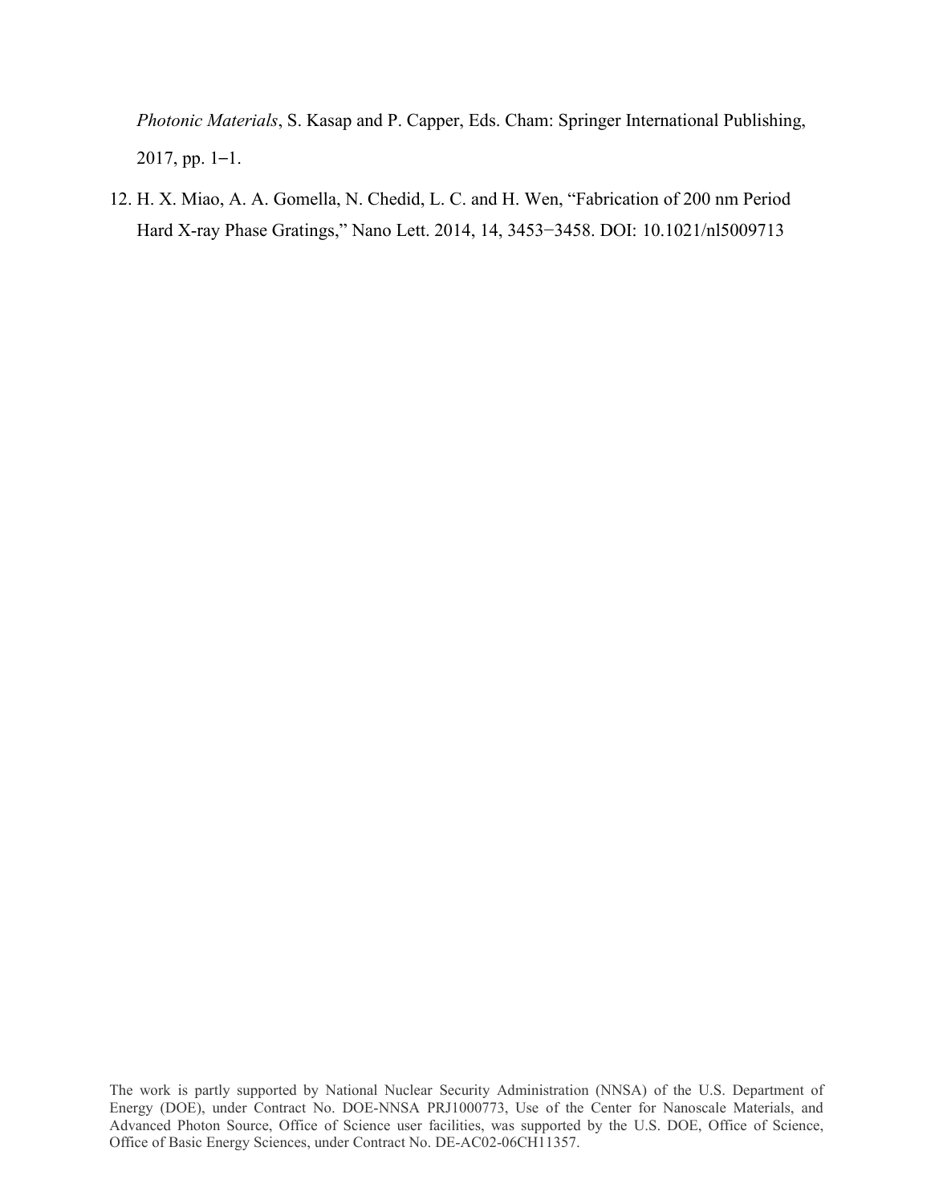*Photonic Materials*, S. Kasap and P. Capper, Eds. Cham: Springer International Publishing, 2017, pp. 1–1.

12. H. X. Miao, A. A. Gomella, N. Chedid, L. C. and H. Wen, "Fabrication of 200 nm Period Hard X-ray Phase Gratings," Nano Lett. 2014, 14, 3453−3458. DOI: 10.1021/nl5009713

The work is partly supported by National Nuclear Security Administration (NNSA) of the U.S. Department of Energy (DOE), under Contract No. DOE-NNSA PRJ1000773, Use of the Center for Nanoscale Materials, and Advanced Photon Source, Office of Science user facilities, was supported by the U.S. DOE, Office of Science, Office of Basic Energy Sciences, under Contract No. DE-AC02-06CH11357.